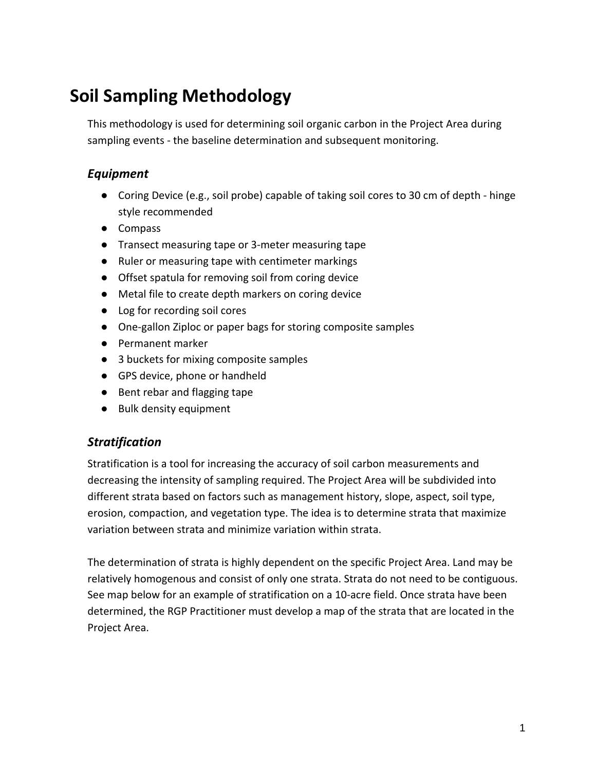# Soil Sampling Methodology

This methodology is used for determining soil organic carbon in the Project Area during sampling events - the baseline determination and subsequent monitoring.

## *Equipment*

- Coring Device (e.g., soil probe) capable of taking soil cores to 30 cm of depth - hinge style recommended
- Compass
- Transect measuring tape or 3-meter measuring tape
- Ruler or measuring tape with centimeter markings
- Offset spatula for removing soil from coring device
- Metal file to create depth markers on coring device
- Log for recording soil cores
- One-gallon Ziploc or paper bags for storing composite samples
- Permanent marker
- 3 buckets for mixing composite samples
- GPS device, phone or handheld
- Bent rebar and flagging tape
- Bulk density equipment

## *Stratification*

Stratification is a tool for increasing the accuracy of soil carbon measurements and decreasing the intensity of sampling required. The Project Area will be subdivided into different strata based on factors such as management history, slope, aspect, soil type, erosion, compaction, and vegetation type. The idea is to determine strata that maximize variation between strata and minimize variation within strata.

The determination of strata is highly dependent on the specific Project Area. Land may be relatively homogenous and consist of only one strata. Strata do not need to be contiguous. See map below for an example of stratification on a 10-acre field. Once strata have been determined, the RGP Practitioner must develop a map of the strata that are located in the Project Area.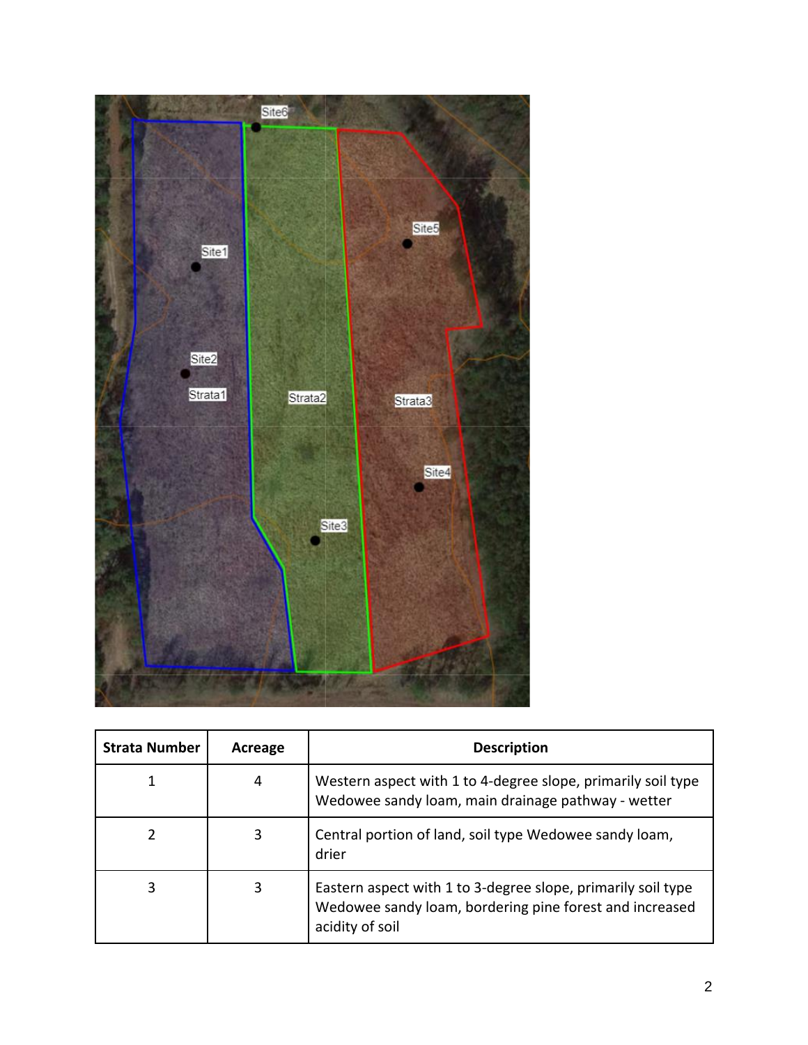| Strata Number | Acreage | Description |
|---|---|---|
| 1 | 4 | Western aspect with 1 to 4-degree slope, primarily soil type Wedowee sandy loam, main drainage pathway - wetter |
| 2 | 3 | Central portion of land, soil type Wedowee sandy loam, drier |
| 3 | 3 | Eastern aspect with 1 to 3-degree slope, primarily soil type Wedowee sandy loam, bordering pine forest and increased acidity of soil |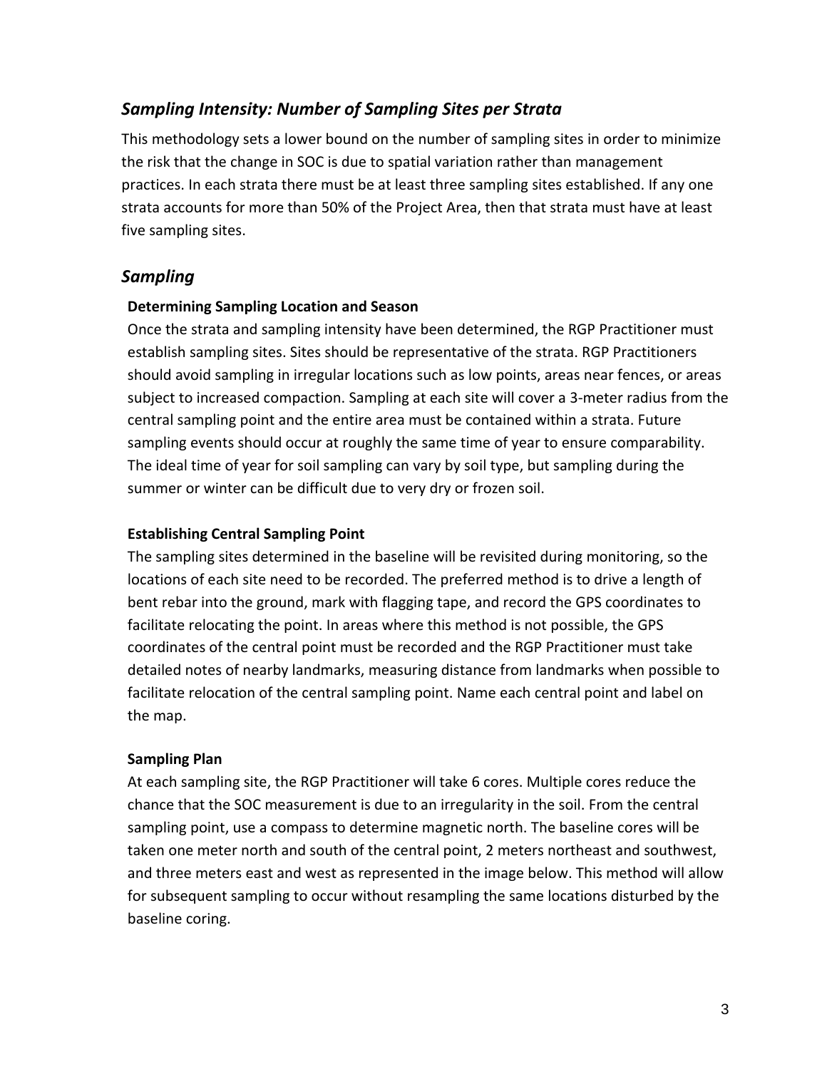## *Sampling Intensity: Number of Sampling Sites per Strata*

This methodology sets a lower bound on the number of sampling sites in order to minimize the risk that the change in SOC is due to spatial variation rather than management practices. In each strata there must be at least three sampling sites established. If any one strata accounts for more than 50% of the Project Area, then that strata must have at least five sampling sites.

## *Sampling*

### Determining Sampling Location and Season

Once the strata and sampling intensity have been determined, the RGP Practitioner must establish sampling sites. Sites should be representative of the strata. RGP Practitioners should avoid sampling in irregular locations such as low points, areas near fences, or areas subject to increased compaction. Sampling at each site will cover a 3-meter radius from the central sampling point and the entire area must be contained within a strata. Future sampling events should occur at roughly the same time of year to ensure comparability. The ideal time of year for soil sampling can vary by soil type, but sampling during the summer or winter can be difficult due to very dry or frozen soil.

### Establishing Central Sampling Point

The sampling sites determined in the baseline will be revisited during monitoring, so the locations of each site need to be recorded. The preferred method is to drive a length of bent rebar into the ground, mark with flagging tape, and record the GPS coordinates to facilitate relocating the point. In areas where this method is not possible, the GPS coordinates of the central point must be recorded and the RGP Practitioner must take detailed notes of nearby landmarks, measuring distance from landmarks when possible to facilitate relocation of the central sampling point. Name each central point and label on the map.

### Sampling Plan

At each sampling site, the RGP Practitioner will take 6 cores. Multiple cores reduce the chance that the SOC measurement is due to an irregularity in the soil. From the central sampling point, use a compass to determine magnetic north. The baseline cores will be taken one meter north and south of the central point, 2 meters northeast and southwest, and three meters east and west as represented in the image below. This method will allow for subsequent sampling to occur without resampling the same locations disturbed by the baseline coring.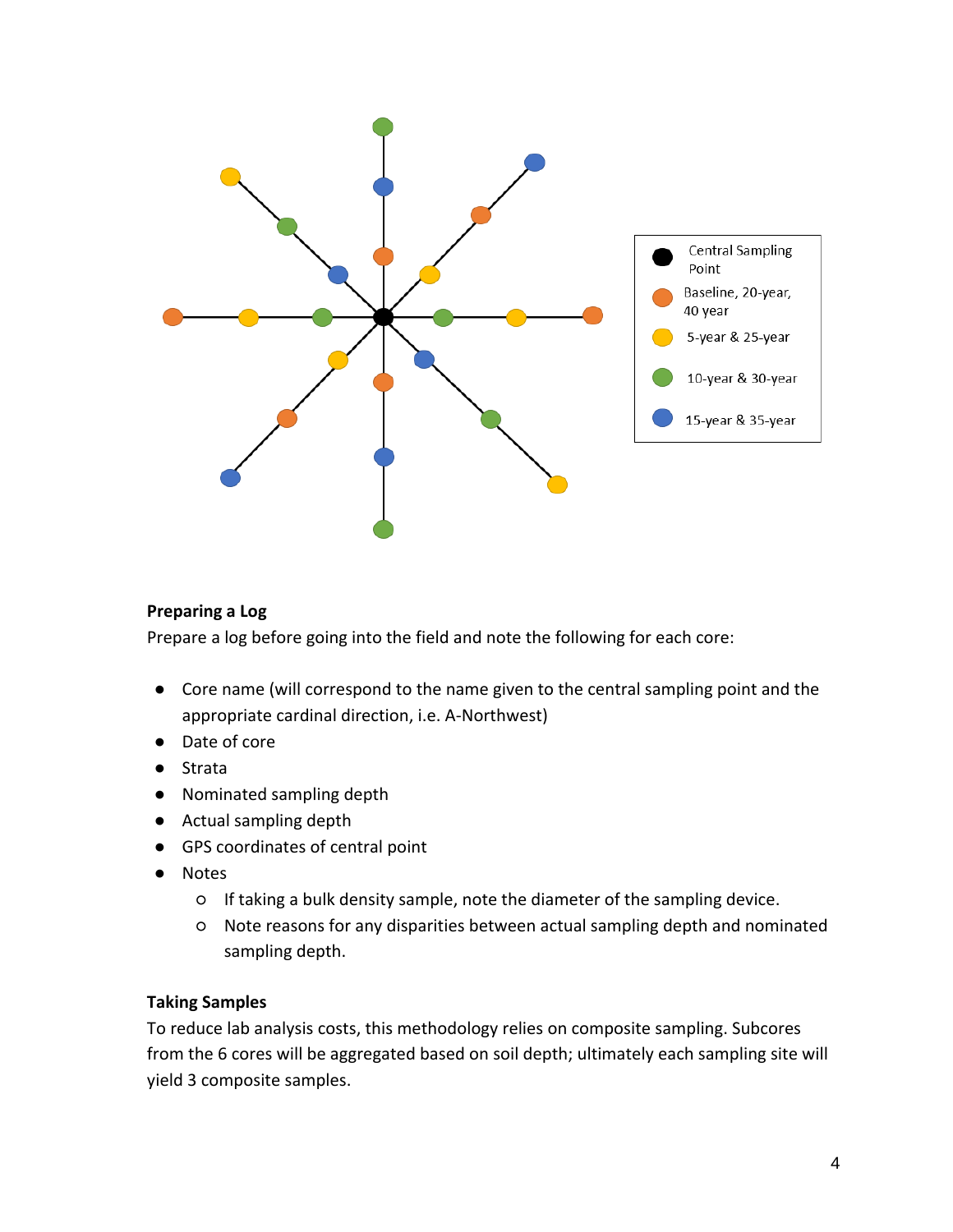Central Sampling Point

Baseline, 20-year, 40 year

5-year & 25-year

10-year & 30-year

15-year & 35-year

### Preparing a Log

Prepare a log before going into the field and note the following for each core:

- Core name (will correspond to the name given to the central sampling point and the appropriate cardinal direction, i.e. A-Northwest)
- Date of core
- Strata
- Nominated sampling depth
- Actual sampling depth
- GPS coordinates of central point
- Notes
  - If taking a bulk density sample, note the diameter of the sampling device.
  - Note reasons for any disparities between actual sampling depth and nominated sampling depth.

### Taking Samples

To reduce lab analysis costs, this methodology relies on composite sampling. Subcores from the 6 cores will be aggregated based on soil depth; ultimately each sampling site will yield 3 composite samples.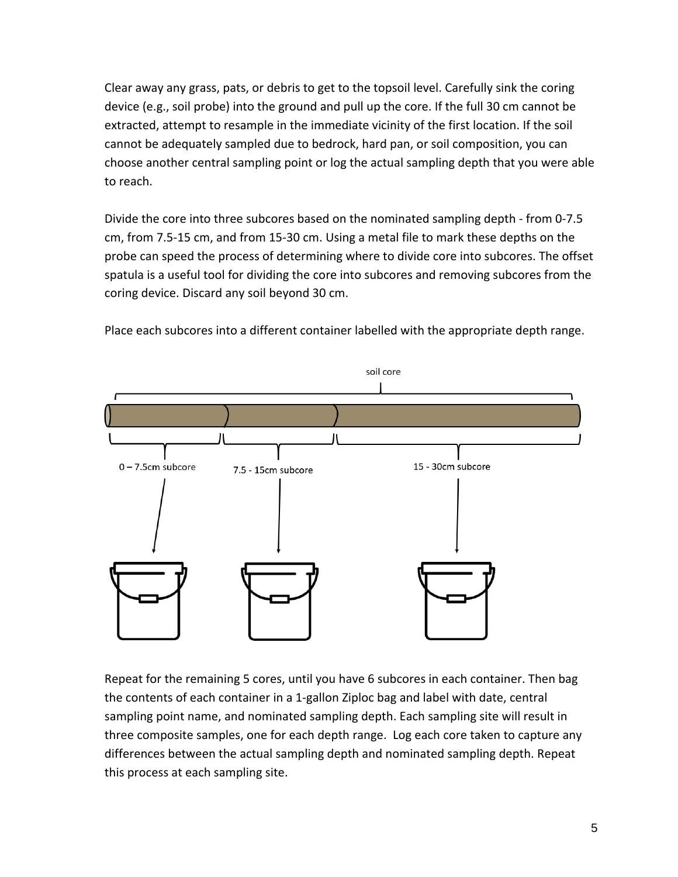Clear away any grass, pats, or debris to get to the topsoil level. Carefully sink the coring device (e.g., soil probe) into the ground and pull up the core. If the full 30 cm cannot be extracted, attempt to resample in the immediate vicinity of the first location. If the soil cannot be adequately sampled due to bedrock, hard pan, or soil composition, you can choose another central sampling point or log the actual sampling depth that you were able to reach.

Divide the core into three subcores based on the nominated sampling depth - from 0-7.5 cm, from 7.5-15 cm, and from 15-30 cm. Using a metal file to mark these depths on the probe can speed the process of determining where to divide core into subcores. The offset spatula is a useful tool for dividing the core into subcores and removing subcores from the coring device. Discard any soil beyond 30 cm.

Place each subcores into a different container labelled with the appropriate depth range.

soil core

0 – 7.5cm subcore

7.5 - 15cm subcore

15 - 30cm subcore

Repeat for the remaining 5 cores, until you have 6 subcores in each container. Then bag the contents of each container in a 1-gallon Ziploc bag and label with date, central sampling point name, and nominated sampling depth. Each sampling site will result in three composite samples, one for each depth range. Log each core taken to capture any differences between the actual sampling depth and nominated sampling depth. Repeat this process at each sampling site.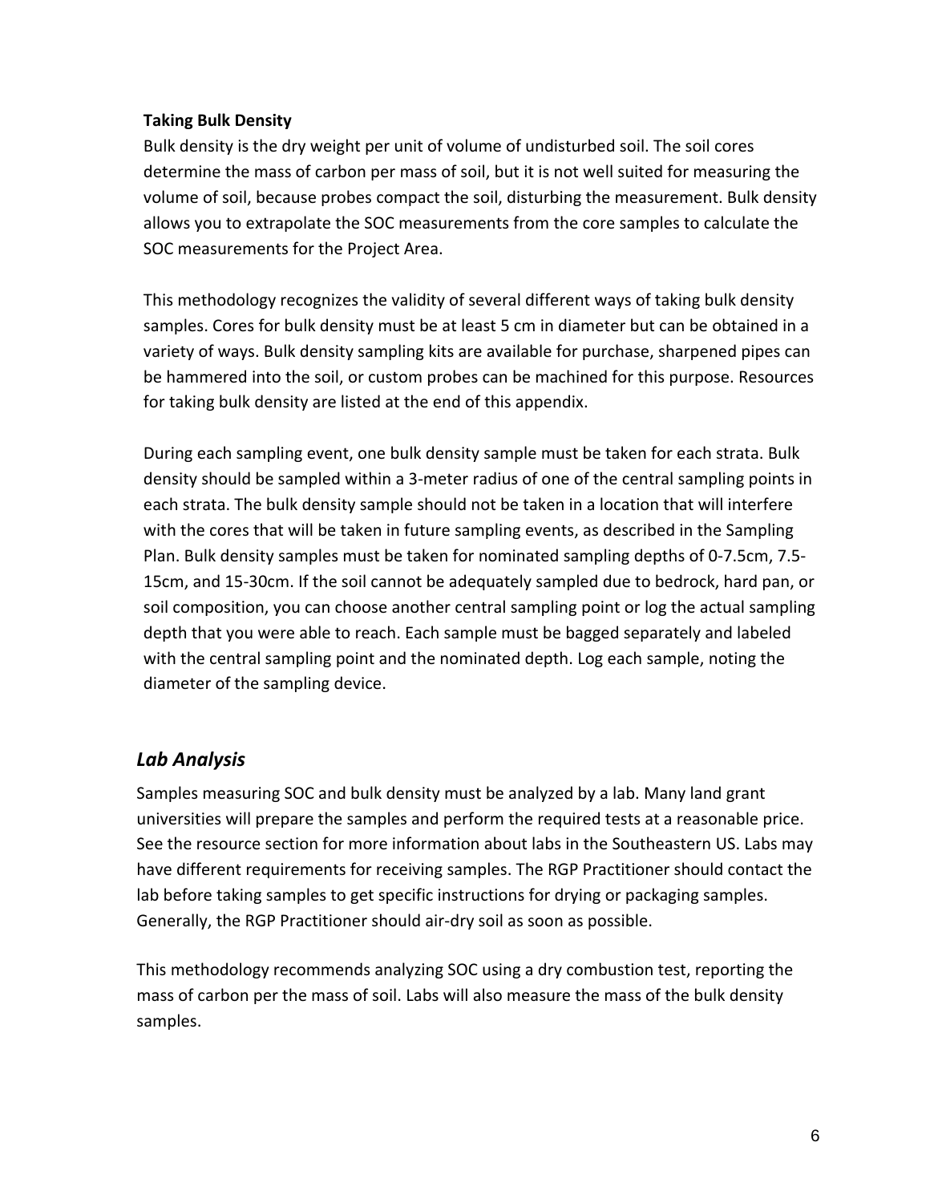**Taking Bulk Density**

Bulk density is the dry weight per unit of volume of undisturbed soil. The soil cores determine the mass of carbon per mass of soil, but it is not well suited for measuring the volume of soil, because probes compact the soil, disturbing the measurement. Bulk density allows you to extrapolate the SOC measurements from the core samples to calculate the SOC measurements for the Project Area.

This methodology recognizes the validity of several different ways of taking bulk density samples. Cores for bulk density must be at least 5 cm in diameter but can be obtained in a variety of ways. Bulk density sampling kits are available for purchase, sharpened pipes can be hammered into the soil, or custom probes can be machined for this purpose. Resources for taking bulk density are listed at the end of this appendix.

During each sampling event, one bulk density sample must be taken for each strata. Bulk density should be sampled within a 3-meter radius of one of the central sampling points in each strata. The bulk density sample should not be taken in a location that will interfere with the cores that will be taken in future sampling events, as described in the Sampling Plan. Bulk density samples must be taken for nominated sampling depths of 0-7.5cm, 7.5-15cm, and 15-30cm. If the soil cannot be adequately sampled due to bedrock, hard pan, or soil composition, you can choose another central sampling point or log the actual sampling depth that you were able to reach. Each sample must be bagged separately and labeled with the central sampling point and the nominated depth. Log each sample, noting the diameter of the sampling device.

## *Lab Analysis*

Samples measuring SOC and bulk density must be analyzed by a lab. Many land grant universities will prepare the samples and perform the required tests at a reasonable price. See the resource section for more information about labs in the Southeastern US. Labs may have different requirements for receiving samples. The RGP Practitioner should contact the lab before taking samples to get specific instructions for drying or packaging samples. Generally, the RGP Practitioner should air-dry soil as soon as possible.

This methodology recommends analyzing SOC using a dry combustion test, reporting the mass of carbon per the mass of soil. Labs will also measure the mass of the bulk density samples.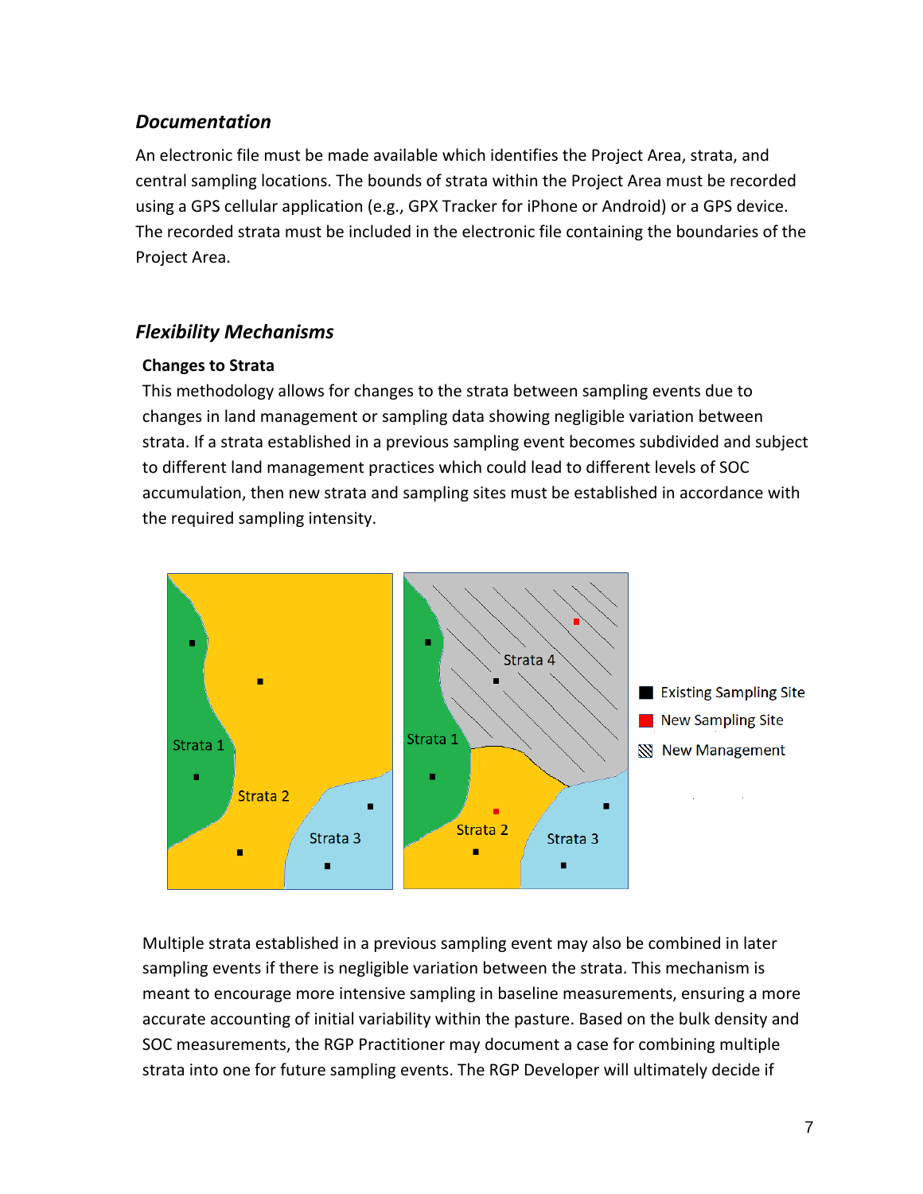### *Documentation*

An electronic file must be made available which identifies the Project Area, strata, and central sampling locations. The bounds of strata within the Project Area must be recorded using a GPS cellular application (e.g., GPX Tracker for iPhone or Android) or a GPS device. The recorded strata must be included in the electronic file containing the boundaries of the Project Area.

### *Flexibility Mechanisms*

**Changes to Strata**

This methodology allows for changes to the strata between sampling events due to changes in land management or sampling data showing negligible variation between strata. If a strata established in a previous sampling event becomes subdivided and subject to different land management practices which could lead to different levels of SOC accumulation, then new strata and sampling sites must be established in accordance with the required sampling intensity.

Strata 1
Strata 2
Strata 3
Strata 4
Strata 1
Strata 2
Strata 3
Existing Sampling Site
New Sampling Site
New Management

Multiple strata established in a previous sampling event may also be combined in later sampling events if there is negligible variation between the strata. This mechanism is meant to encourage more intensive sampling in baseline measurements, ensuring a more accurate accounting of initial variability within the pasture. Based on the bulk density and SOC measurements, the RGP Practitioner may document a case for combining multiple strata into one for future sampling events. The RGP Developer will ultimately decide if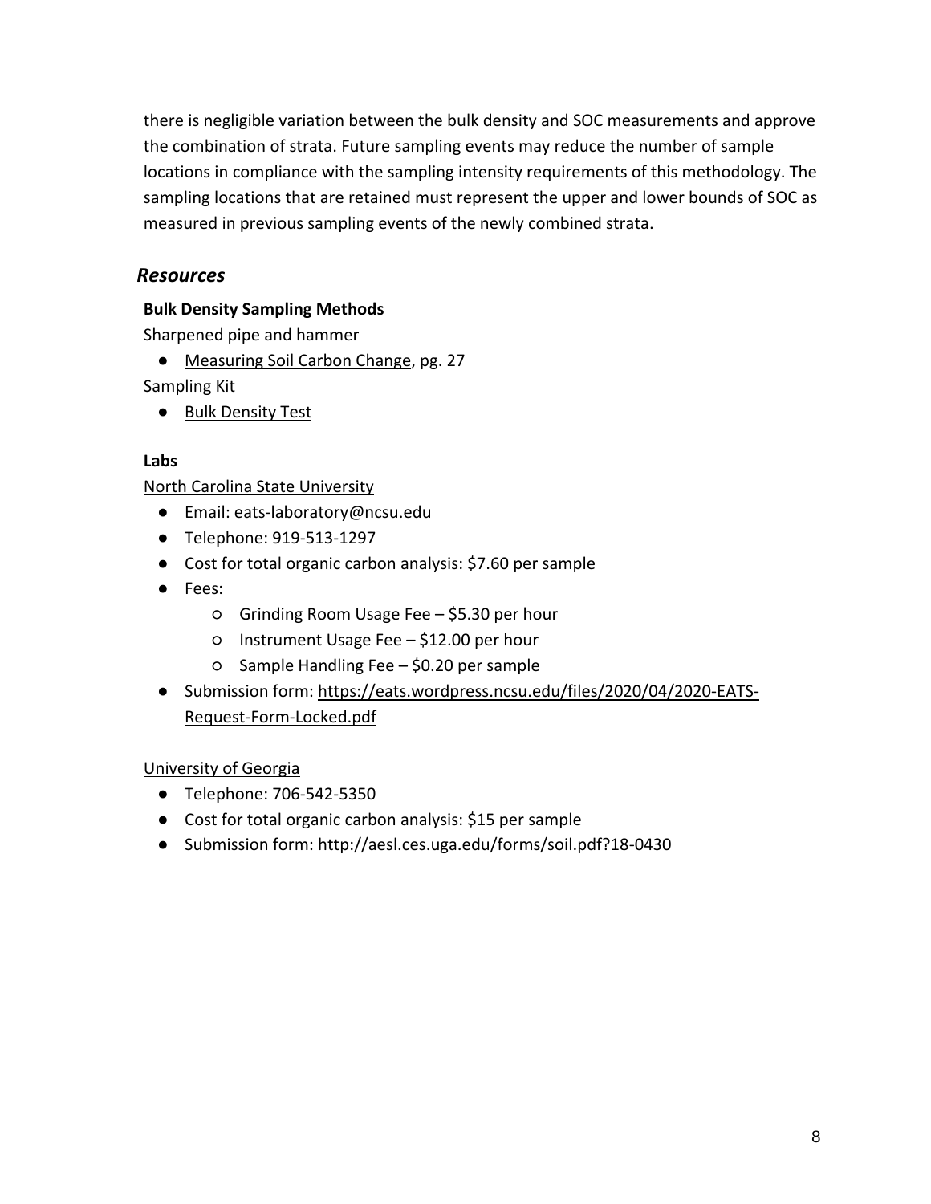there is negligible variation between the bulk density and SOC measurements and approve the combination of strata. Future sampling events may reduce the number of sample locations in compliance with the sampling intensity requirements of this methodology. The sampling locations that are retained must represent the upper and lower bounds of SOC as measured in previous sampling events of the newly combined strata.

## *Resources*

**Bulk Density Sampling Methods**

Sharpened pipe and hammer

- Measuring Soil Carbon Change, pg. 27

Sampling Kit

- Bulk Density Test

**Labs**

North Carolina State University

- Email: eats-laboratory@ncsu.edu
- Telephone: 919-513-1297
- Cost for total organic carbon analysis: $7.60 per sample
- Fees:
  - Grinding Room Usage Fee – $5.30 per hour
  - Instrument Usage Fee – $12.00 per hour
  - Sample Handling Fee – $0.20 per sample
- Submission form: https://eats.wordpress.ncsu.edu/files/2020/04/2020-EATS-Request-Form-Locked.pdf

University of Georgia

- Telephone: 706-542-5350
- Cost for total organic carbon analysis: $15 per sample
- Submission form: http://aesl.ces.uga.edu/forms/soil.pdf?18-0430